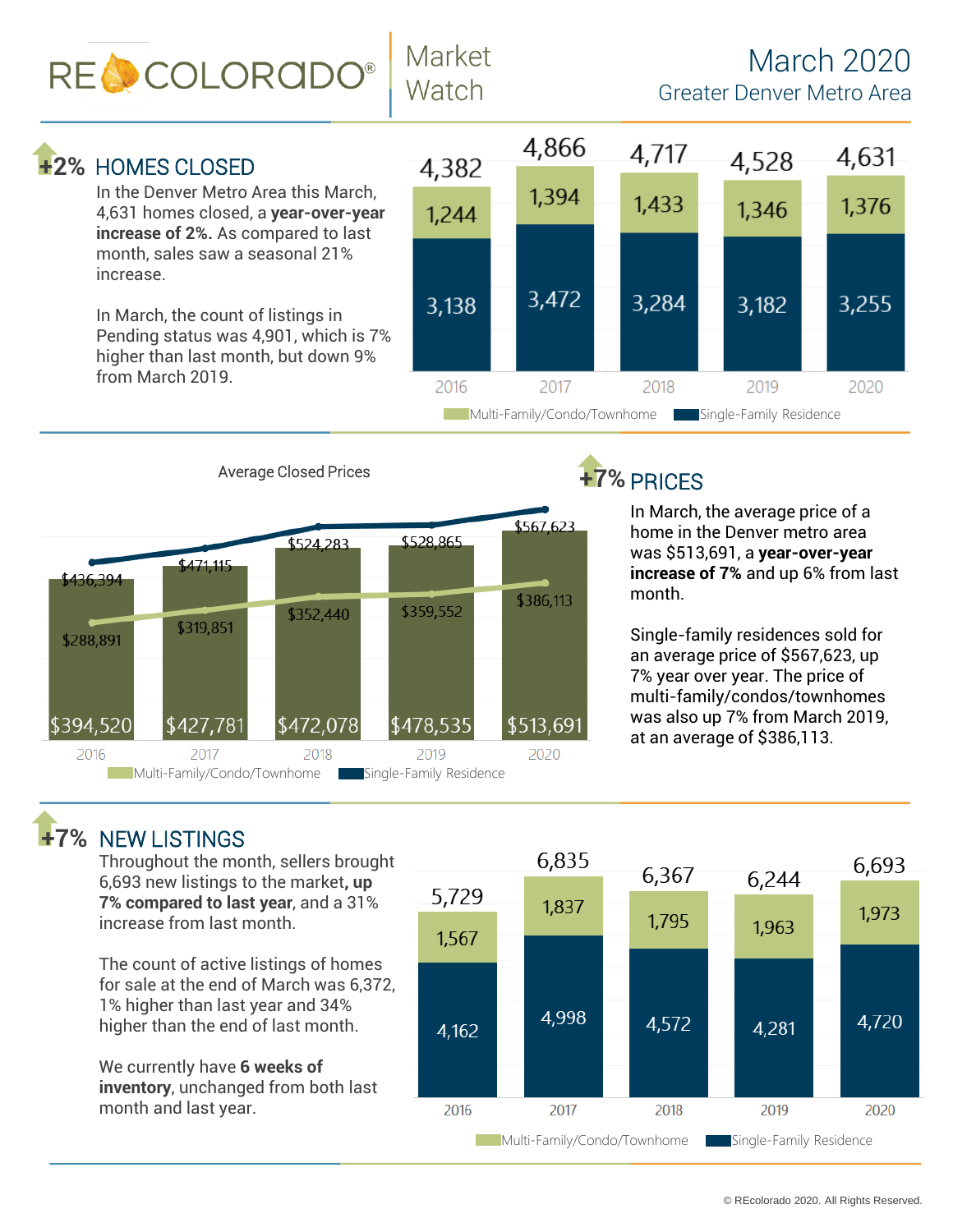# RE COLORADO® Market Watch

## March 2020
### Greater Denver Metro Area

## +2% HOMES CLOSED

In the Denver Metro Area this March, 4,631 homes closed, a **year-over-year increase of 2%.** As compared to last month, sales saw a seasonal 21% increase.

In March, the count of listings in Pending status was 4,901, which is 7% higher than last month, but down 9% from March 2019.

| Year | Multi-Family/Condo/Townhome | Single-Family Residence | Total |
|---|---|---|---|
| 2016 | 1,244 | 3,138 | 4,382 |
| 2017 | 1,394 | 3,472 | 4,866 |
| 2018 | 1,433 | 3,284 | 4,717 |
| 2019 | 1,346 | 3,182 | 4,528 |
| 2020 | 1,376 | 3,255 | 4,631 |

## +7% PRICES

Average Closed Prices

| Year | Multi-Family/Condo/Townhome | Single-Family Residence | Overall |
|---|---|---|---|
| 2016 | $288,891 | $436,394 | $394,520 |
| 2017 | $319,851 | $471,115 | $427,781 |
| 2018 | $352,440 | $524,283 | $472,078 |
| 2019 | $359,552 | $528,865 | $478,535 |
| 2020 | $386,113 | $567,623 | $513,691 |

In March, the average price of a home in the Denver metro area was $513,691, a **year-over-year increase of 7%** and up 6% from last month.

Single-family residences sold for an average price of $567,623, up 7% year over year. The price of multi-family/condos/townhomes was also up 7% from March 2019, at an average of $386,113.

## +7% NEW LISTINGS

Throughout the month, sellers brought 6,693 new listings to the market**, up 7% compared to last year**, and a 31% increase from last month.

The count of active listings of homes for sale at the end of March was 6,372, 1% higher than last year and 34% higher than the end of last month.

We currently have **6 weeks of inventory**, unchanged from both last month and last year.

| Year | Multi-Family/Condo/Townhome | Single-Family Residence | Total |
|---|---|---|---|
| 2016 | 1,567 | 4,162 | 5,729 |
| 2017 | 1,837 | 4,998 | 6,835 |
| 2018 | 1,795 | 4,572 | 6,367 |
| 2019 | 1,963 | 4,281 | 6,244 |
| 2020 | 1,973 | 4,720 | 6,693 |

© REcolorado 2020. All Rights Reserved.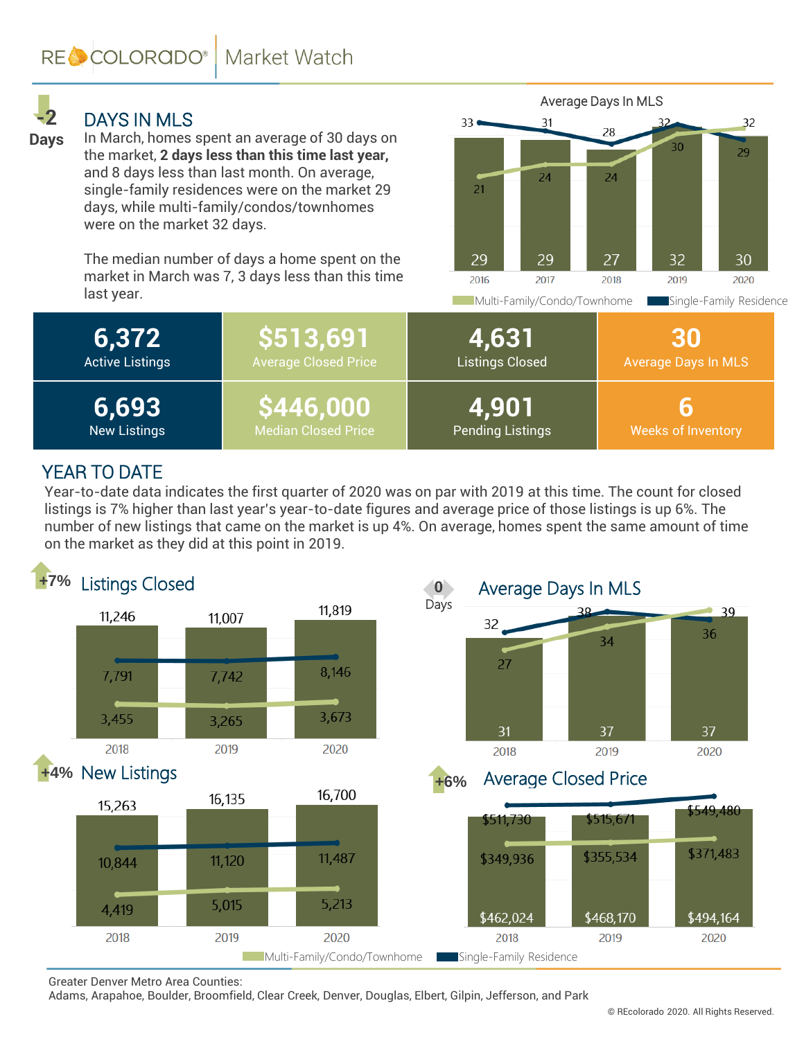RE COLORADO® | Market Watch

## -2 Days

## DAYS IN MLS

In March, homes spent an average of 30 days on the market, **2 days less than this time last year,** and 8 days less than last month. On average, single-family residences were on the market 29 days, while multi-family/condos/townhomes were on the market 32 days.

The median number of days a home spent on the market in March was 7, 3 days less than this time last year.

Average Days In MLS

33 31 28 32 32
21 24 24 30 29
29 29 27 32 30
2016 2017 2018 2019 2020

Multi-Family/Condo/Townhome  Single-Family Residence

| | | | |
|---|---|---|---|
| **6,372** Active Listings | **$513,691** Average Closed Price | **4,631** Listings Closed | **30** Average Days In MLS |
| **6,693** New Listings | **$446,000** Median Closed Price | **4,901** Pending Listings | **6** Weeks of Inventory |

## YEAR TO DATE

Year-to-date data indicates the first quarter of 2020 was on par with 2019 at this time. The count for closed listings is 7% higher than last year's year-to-date figures and average price of those listings is up 6%. The number of new listings that came on the market is up 4%. On average, homes spent the same amount of time on the market as they did at this point in 2019.

### +7% Listings Closed

11,246 11,007 11,819
7,791 7,742 8,146
3,455 3,265 3,673
2018 2019 2020

### 0 Days Average Days In MLS

32 38 39
27 34 36
31 37 37
2018 2019 2020

### +4% New Listings

15,263 16,135 16,700
10,844 11,120 11,487
4,419 5,015 5,213
2018 2019 2020

### +6% Average Closed Price

$511,730 $515,671 $549,480
$349,936 $355,534 $371,483
$462,024 $468,170 $494,164
2018 2019 2020

Multi-Family/Condo/Townhome  Single-Family Residence

Greater Denver Metro Area Counties:
Adams, Arapahoe, Boulder, Broomfield, Clear Creek, Denver, Douglas, Elbert, Gilpin, Jefferson, and Park

© REcolorado 2020. All Rights Reserved.